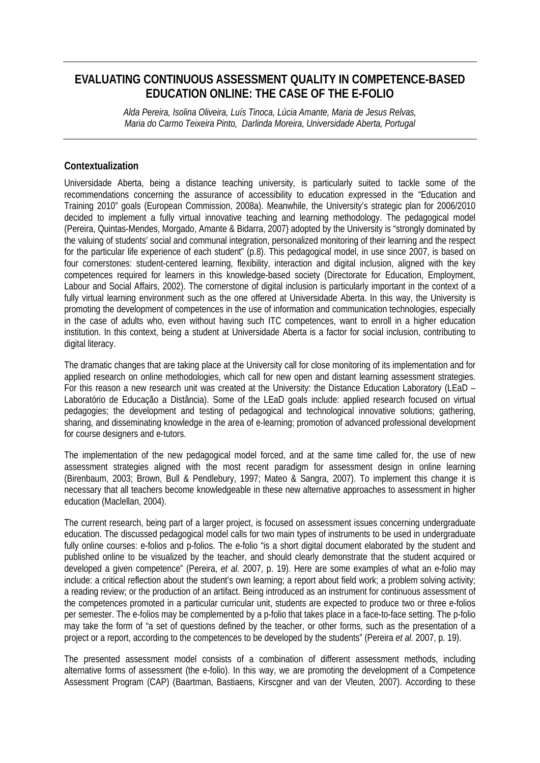# EVALUATING CONTINUOUS ASSESSMENT QUALITY IN COMPETENCE-BASED EDUCATION ONLINE: THE CASE OF THE E-FOLIO

*Alda Pereira, Isolina Oliveira, Luís Tinoca, Lúcia Amante, Maria de Jesus Relvas, Maria do Carmo Teixeira Pinto, Darlinda Moreira, Universidade Aberta, Portugal*

## Contextualization

Universidade Aberta, being a distance teaching university, is particularly suited to tackle some of the recommendations concerning the assurance of accessibility to education expressed in the "Education and Training 2010" goals (European Commission, 2008a). Meanwhile, the University's strategic plan for 2006/2010 decided to implement a fully virtual innovative teaching and learning methodology. The pedagogical model (Pereira, Quintas-Mendes, Morgado, Amante & Bidarra, 2007) adopted by the University is "strongly dominated by the valuing of students' social and communal integration, personalized monitoring of their learning and the respect for the particular life experience of each student" (p.8). This pedagogical model, in use since 2007, is based on four cornerstones: student-centered learning, flexibility, interaction and digital inclusion, aligned with the key competences required for learners in this knowledge-based society (Directorate for Education, Employment, Labour and Social Affairs, 2002). The cornerstone of digital inclusion is particularly important in the context of a fully virtual learning environment such as the one offered at Universidade Aberta. In this way, the University is promoting the development of competences in the use of information and communication technologies, especially in the case of adults who, even without having such ITC competences, want to enroll in a higher education institution. In this context, being a student at Universidade Aberta is a factor for social inclusion, contributing to digital literacy.

The dramatic changes that are taking place at the University call for close monitoring of its implementation and for applied research on online methodologies, which call for new open and distant learning assessment strategies. For this reason a new research unit was created at the University: the Distance Education Laboratory (LEaD – Laboratório de Educação a Distância). Some of the LEaD goals include: applied research focused on virtual pedagogies; the development and testing of pedagogical and technological innovative solutions; gathering, sharing, and disseminating knowledge in the area of e-learning; promotion of advanced professional development for course designers and e-tutors.

The implementation of the new pedagogical model forced, and at the same time called for, the use of new assessment strategies aligned with the most recent paradigm for assessment design in online learning (Birenbaum, 2003; Brown, Bull & Pendlebury, 1997; Mateo & Sangra, 2007). To implement this change it is necessary that all teachers become knowledgeable in these new alternative approaches to assessment in higher education (Maclellan, 2004).

The current research, being part of a larger project, is focused on assessment issues concerning undergraduate education. The discussed pedagogical model calls for two main types of instruments to be used in undergraduate fully online courses: e-folios and p-folios. The e-folio "is a short digital document elaborated by the student and published online to be visualized by the teacher, and should clearly demonstrate that the student acquired or developed a given competence" (Pereira, *et al.* 2007, p. 19). Here are some examples of what an e-folio may include: a critical reflection about the student's own learning; a report about field work; a problem solving activity; a reading review; or the production of an artifact. Being introduced as an instrument for continuous assessment of the competences promoted in a particular curricular unit, students are expected to produce two or three e-folios per semester. The e-folios may be complemented by a p-folio that takes place in a face-to-face setting. The p-folio may take the form of "a set of questions defined by the teacher, or other forms, such as the presentation of a project or a report, according to the competences to be developed by the students" (Pereira *et al.* 2007, p. 19).

The presented assessment model consists of a combination of different assessment methods, including alternative forms of assessment (the e-folio). In this way, we are promoting the development of a Competence Assessment Program (CAP) (Baartman, Bastiaens, Kirscgner and van der Vleuten, 2007). According to these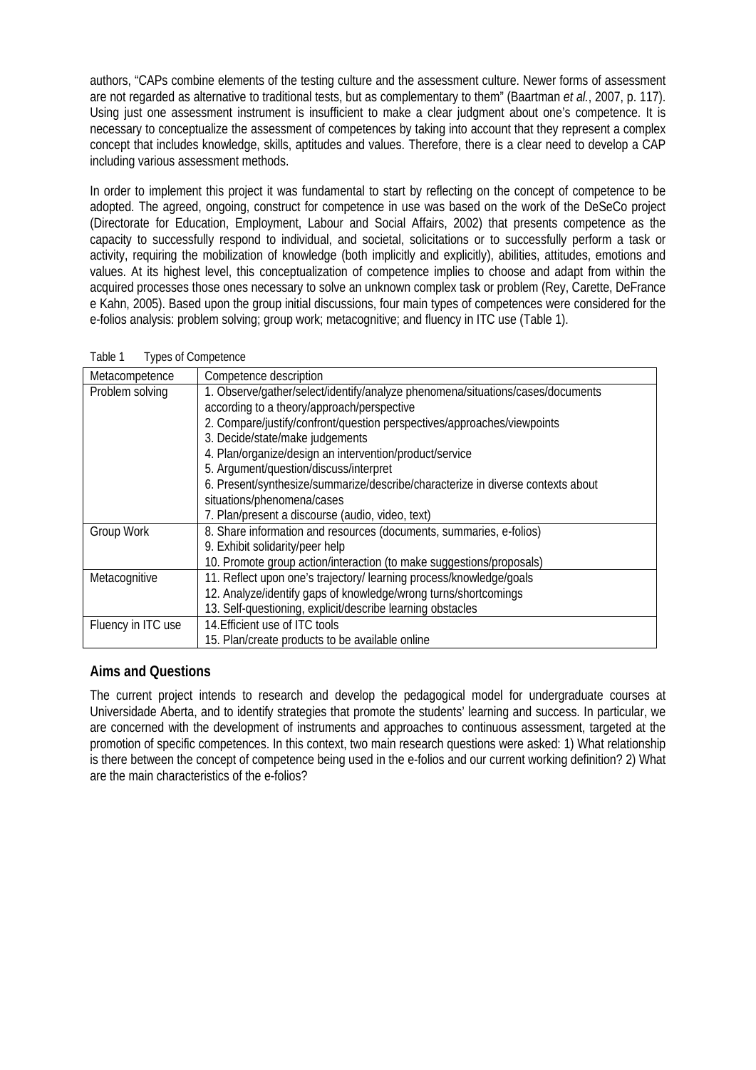authors, "CAPs combine elements of the testing culture and the assessment culture. Newer forms of assessment are not regarded as alternative to traditional tests, but as complementary to them" (Baartman *et al.*, 2007, p. 117). Using just one assessment instrument is insufficient to make a clear judgment about one's competence. It is necessary to conceptualize the assessment of competences by taking into account that they represent a complex concept that includes knowledge, skills, aptitudes and values. Therefore, there is a clear need to develop a CAP including various assessment methods.

In order to implement this project it was fundamental to start by reflecting on the concept of competence to be adopted. The agreed, ongoing, construct for competence in use was based on the work of the DeSeCo project (Directorate for Education, Employment, Labour and Social Affairs, 2002) that presents competence as the capacity to successfully respond to individual, and societal, solicitations or to successfully perform a task or activity, requiring the mobilization of knowledge (both implicitly and explicitly), abilities, attitudes, emotions and values. At its highest level, this conceptualization of competence implies to choose and adapt from within the acquired processes those ones necessary to solve an unknown complex task or problem (Rey, Carette, DeFrance e Kahn, 2005). Based upon the group initial discussions, four main types of competences were considered for the e-folios analysis: problem solving; group work; metacognitive; and fluency in ITC use (Table 1).

Table 1 Types of Competence

| Metacompetence | Competence description |
|---|---|
| Problem solving | 1. Observe/gather/select/identify/analyze phenomena/situations/cases/documents according to a theory/approach/perspective<br>2. Compare/justify/confront/question perspectives/approaches/viewpoints<br>3. Decide/state/make judgements<br>4. Plan/organize/design an intervention/product/service<br>5. Argument/question/discuss/interpret<br>6. Present/synthesize/summarize/describe/characterize in diverse contexts about situations/phenomena/cases<br>7. Plan/present a discourse (audio, video, text) |
| Group Work | 8. Share information and resources (documents, summaries, e-folios)<br>9. Exhibit solidarity/peer help<br>10. Promote group action/interaction (to make suggestions/proposals) |
| Metacognitive | 11. Reflect upon one's trajectory/ learning process/knowledge/goals<br>12. Analyze/identify gaps of knowledge/wrong turns/shortcomings<br>13. Self-questioning, explicit/describe learning obstacles |
| Fluency in ITC use | 14.Efficient use of ITC tools<br>15. Plan/create products to be available online |

## Aims and Questions

The current project intends to research and develop the pedagogical model for undergraduate courses at Universidade Aberta, and to identify strategies that promote the students' learning and success. In particular, we are concerned with the development of instruments and approaches to continuous assessment, targeted at the promotion of specific competences. In this context, two main research questions were asked: 1) What relationship is there between the concept of competence being used in the e-folios and our current working definition? 2) What are the main characteristics of the e-folios?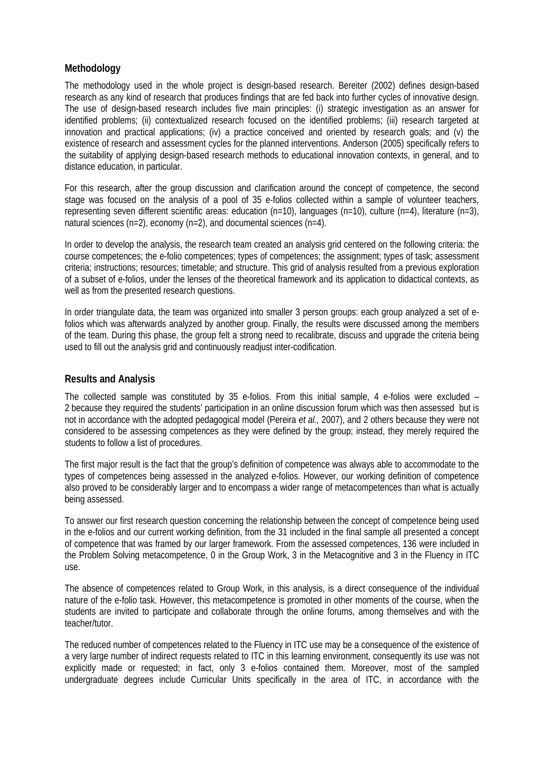## Methodology

The methodology used in the whole project is design-based research. Bereiter (2002) defines design-based research as any kind of research that produces findings that are fed back into further cycles of innovative design. The use of design-based research includes five main principles: (i) strategic investigation as an answer for identified problems; (ii) contextualized research focused on the identified problems; (iii) research targeted at innovation and practical applications; (iv) a practice conceived and oriented by research goals; and (v) the existence of research and assessment cycles for the planned interventions. Anderson (2005) specifically refers to the suitability of applying design-based research methods to educational innovation contexts, in general, and to distance education, in particular.

For this research, after the group discussion and clarification around the concept of competence, the second stage was focused on the analysis of a pool of 35 e-folios collected within a sample of volunteer teachers, representing seven different scientific areas: education (n=10), languages (n=10), culture (n=4), literature (n=3), natural sciences (n=2), economy (n=2), and documental sciences (n=4).

In order to develop the analysis, the research team created an analysis grid centered on the following criteria: the course competences; the e-folio competences; types of competences; the assignment; types of task; assessment criteria; instructions; resources; timetable; and structure. This grid of analysis resulted from a previous exploration of a subset of e-folios, under the lenses of the theoretical framework and its application to didactical contexts, as well as from the presented research questions.

In order triangulate data, the team was organized into smaller 3 person groups: each group analyzed a set of e-folios which was afterwards analyzed by another group. Finally, the results were discussed among the members of the team. During this phase, the group felt a strong need to recalibrate, discuss and upgrade the criteria being used to fill out the analysis grid and continuously readjust inter-codification.

## Results and Analysis

The collected sample was constituted by 35 e-folios. From this initial sample, 4 e-folios were excluded – 2 because they required the students' participation in an online discussion forum which was then assessed but is not in accordance with the adopted pedagogical model (Pereira *et al.,* 2007), and 2 others because they were not considered to be assessing competences as they were defined by the group; instead, they merely required the students to follow a list of procedures.

The first major result is the fact that the group's definition of competence was always able to accommodate to the types of competences being assessed in the analyzed e-folios. However, our working definition of competence also proved to be considerably larger and to encompass a wider range of metacompetences than what is actually being assessed.

To answer our first research question concerning the relationship between the concept of competence being used in the e-folios and our current working definition, from the 31 included in the final sample all presented a concept of competence that was framed by our larger framework. From the assessed competences, 136 were included in the Problem Solving metacompetence, 0 in the Group Work, 3 in the Metacognitive and 3 in the Fluency in ITC use.

The absence of competences related to Group Work, in this analysis, is a direct consequence of the individual nature of the e-folio task. However, this metacompetence is promoted in other moments of the course, when the students are invited to participate and collaborate through the online forums, among themselves and with the teacher/tutor.

The reduced number of competences related to the Fluency in ITC use may be a consequence of the existence of a very large number of indirect requests related to ITC in this learning environment, consequently its use was not explicitly made or requested; in fact, only 3 e-folios contained them. Moreover, most of the sampled undergraduate degrees include Curricular Units specifically in the area of ITC, in accordance with the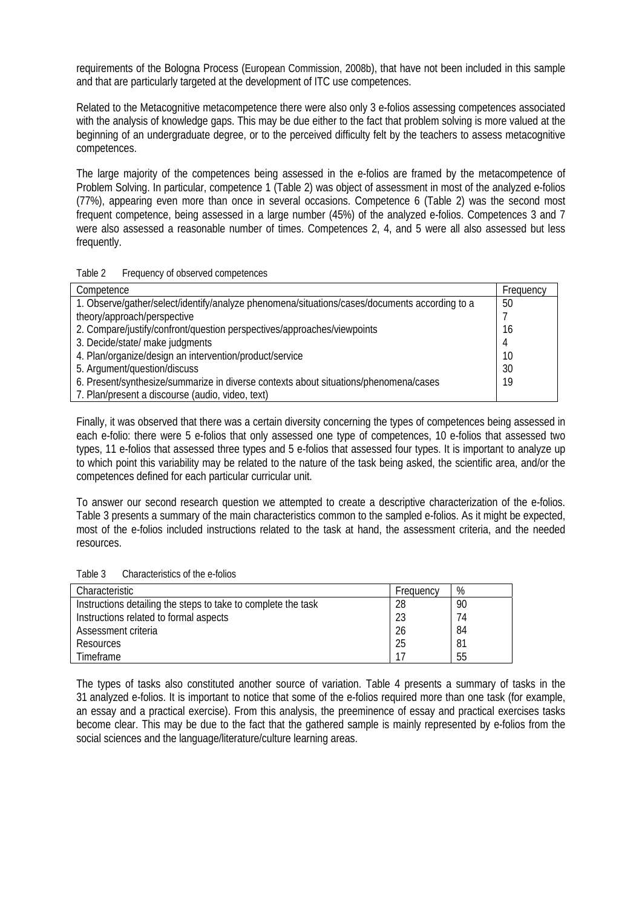requirements of the Bologna Process (European Commission, 2008b), that have not been included in this sample and that are particularly targeted at the development of ITC use competences.

Related to the Metacognitive metacompetence there were also only 3 e-folios assessing competences associated with the analysis of knowledge gaps. This may be due either to the fact that problem solving is more valued at the beginning of an undergraduate degree, or to the perceived difficulty felt by the teachers to assess metacognitive competences.

The large majority of the competences being assessed in the e-folios are framed by the metacompetence of Problem Solving. In particular, competence 1 (Table 2) was object of assessment in most of the analyzed e-folios (77%), appearing even more than once in several occasions. Competence 6 (Table 2) was the second most frequent competence, being assessed in a large number (45%) of the analyzed e-folios. Competences 3 and 7 were also assessed a reasonable number of times. Competences 2, 4, and 5 were all also assessed but less frequently.

Table 2 Frequency of observed competences

| Competence | Frequency |
|---|---|
| 1. Observe/gather/select/identify/analyze phenomena/situations/cases/documents according to a | 50 |
| theory/approach/perspective | 7 |
| 2. Compare/justify/confront/question perspectives/approaches/viewpoints | 16 |
| 3. Decide/state/ make judgments | 4 |
| 4. Plan/organize/design an intervention/product/service | 10 |
| 5. Argument/question/discuss | 30 |
| 6. Present/synthesize/summarize in diverse contexts about situations/phenomena/cases | 19 |
| 7. Plan/present a discourse (audio, video, text) | |

Finally, it was observed that there was a certain diversity concerning the types of competences being assessed in each e-folio: there were 5 e-folios that only assessed one type of competences, 10 e-folios that assessed two types, 11 e-folios that assessed three types and 5 e-folios that assessed four types. It is important to analyze up to which point this variability may be related to the nature of the task being asked, the scientific area, and/or the competences defined for each particular curricular unit.

To answer our second research question we attempted to create a descriptive characterization of the e-folios. Table 3 presents a summary of the main characteristics common to the sampled e-folios. As it might be expected, most of the e-folios included instructions related to the task at hand, the assessment criteria, and the needed resources.

Table 3 Characteristics of the e-folios

| Characteristic | Frequency | % |
|---|---|---|
| Instructions detailing the steps to take to complete the task | 28 | 90 |
| Instructions related to formal aspects | 23 | 74 |
| Assessment criteria | 26 | 84 |
| Resources | 25 | 81 |
| Timeframe | 17 | 55 |

The types of tasks also constituted another source of variation. Table 4 presents a summary of tasks in the 31 analyzed e-folios. It is important to notice that some of the e-folios required more than one task (for example, an essay and a practical exercise). From this analysis, the preeminence of essay and practical exercises tasks become clear. This may be due to the fact that the gathered sample is mainly represented by e-folios from the social sciences and the language/literature/culture learning areas.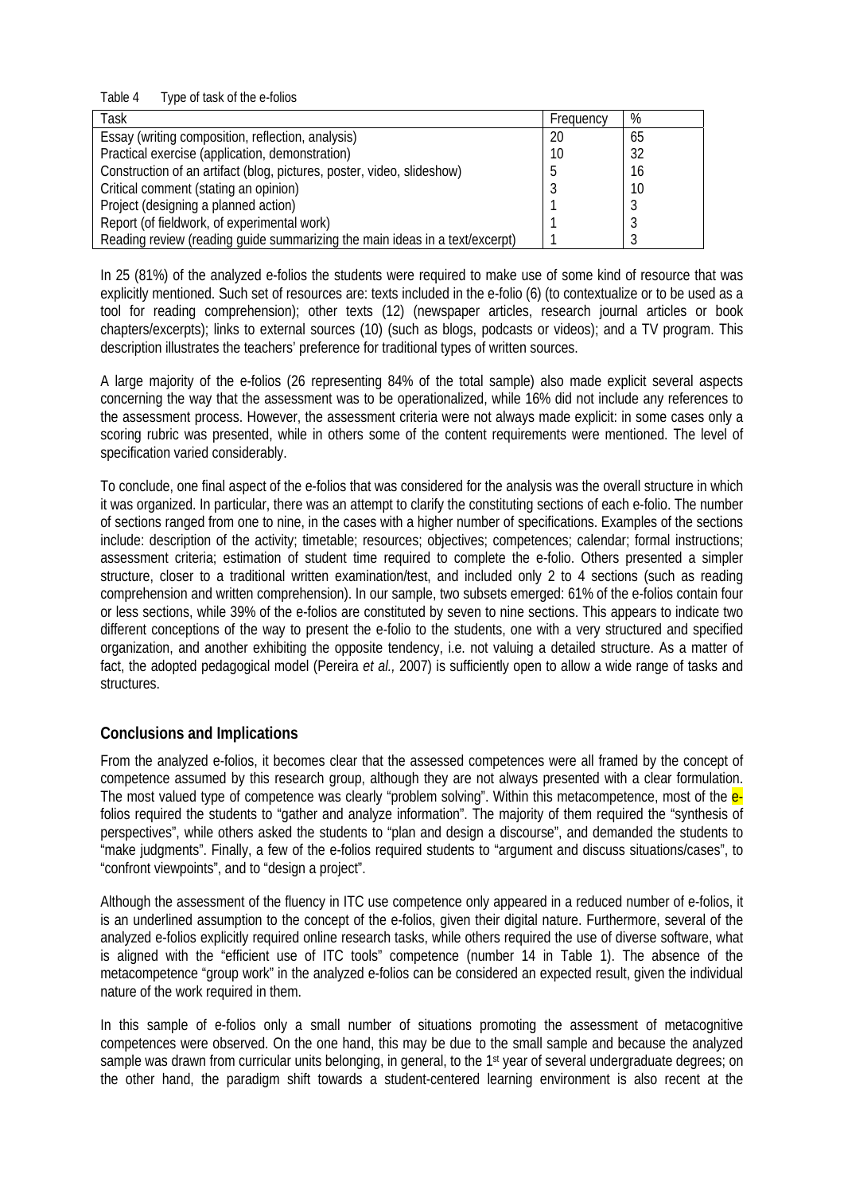Table 4 Type of task of the e-folios

| Task | Frequency | % |
|---|---|---|
| Essay (writing composition, reflection, analysis) | 20 | 65 |
| Practical exercise (application, demonstration) | 10 | 32 |
| Construction of an artifact (blog, pictures, poster, video, slideshow) | 5 | 16 |
| Critical comment (stating an opinion) | 3 | 10 |
| Project (designing a planned action) | 1 | 3 |
| Report (of fieldwork, of experimental work) | 1 | 3 |
| Reading review (reading guide summarizing the main ideas in a text/excerpt) | 1 | 3 |

In 25 (81%) of the analyzed e-folios the students were required to make use of some kind of resource that was explicitly mentioned. Such set of resources are: texts included in the e-folio (6) (to contextualize or to be used as a tool for reading comprehension); other texts (12) (newspaper articles, research journal articles or book chapters/excerpts); links to external sources (10) (such as blogs, podcasts or videos); and a TV program. This description illustrates the teachers' preference for traditional types of written sources.

A large majority of the e-folios (26 representing 84% of the total sample) also made explicit several aspects concerning the way that the assessment was to be operationalized, while 16% did not include any references to the assessment process. However, the assessment criteria were not always made explicit: in some cases only a scoring rubric was presented, while in others some of the content requirements were mentioned. The level of specification varied considerably.

To conclude, one final aspect of the e-folios that was considered for the analysis was the overall structure in which it was organized. In particular, there was an attempt to clarify the constituting sections of each e-folio. The number of sections ranged from one to nine, in the cases with a higher number of specifications. Examples of the sections include: description of the activity; timetable; resources; objectives; competences; calendar; formal instructions; assessment criteria; estimation of student time required to complete the e-folio. Others presented a simpler structure, closer to a traditional written examination/test, and included only 2 to 4 sections (such as reading comprehension and written comprehension). In our sample, two subsets emerged: 61% of the e-folios contain four or less sections, while 39% of the e-folios are constituted by seven to nine sections. This appears to indicate two different conceptions of the way to present the e-folio to the students, one with a very structured and specified organization, and another exhibiting the opposite tendency, i.e. not valuing a detailed structure. As a matter of fact, the adopted pedagogical model (Pereira *et al.,* 2007) is sufficiently open to allow a wide range of tasks and structures.

## Conclusions and Implications

From the analyzed e-folios, it becomes clear that the assessed competences were all framed by the concept of competence assumed by this research group, although they are not always presented with a clear formulation. The most valued type of competence was clearly "problem solving". Within this metacompetence, most of the e-folios required the students to "gather and analyze information". The majority of them required the "synthesis of perspectives", while others asked the students to "plan and design a discourse", and demanded the students to "make judgments". Finally, a few of the e-folios required students to "argument and discuss situations/cases", to "confront viewpoints", and to "design a project".

Although the assessment of the fluency in ITC use competence only appeared in a reduced number of e-folios, it is an underlined assumption to the concept of the e-folios, given their digital nature. Furthermore, several of the analyzed e-folios explicitly required online research tasks, while others required the use of diverse software, what is aligned with the "efficient use of ITC tools" competence (number 14 in Table 1). The absence of the metacompetence "group work" in the analyzed e-folios can be considered an expected result, given the individual nature of the work required in them.

In this sample of e-folios only a small number of situations promoting the assessment of metacognitive competences were observed. On the one hand, this may be due to the small sample and because the analyzed sample was drawn from curricular units belonging, in general, to the 1st year of several undergraduate degrees; on the other hand, the paradigm shift towards a student-centered learning environment is also recent at the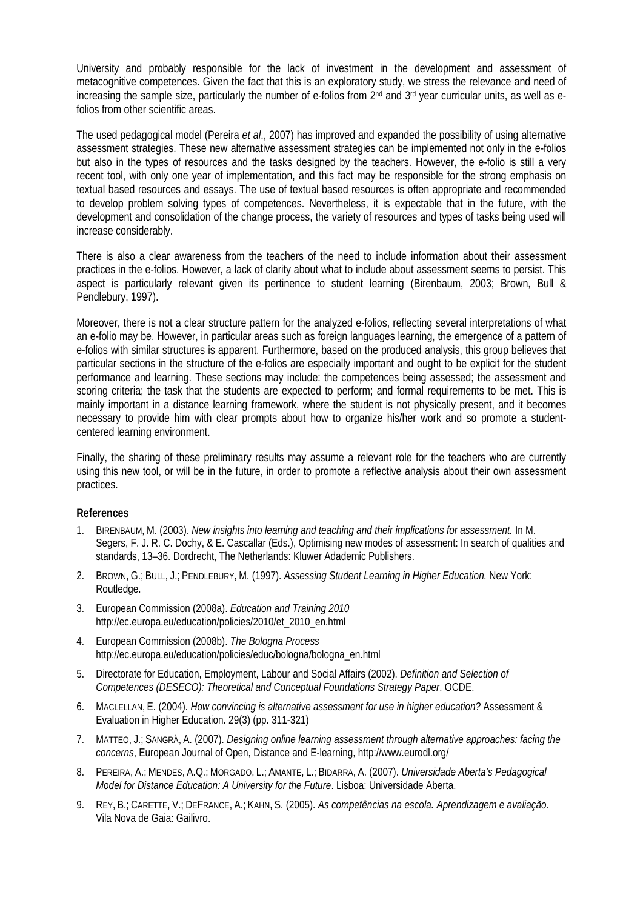University and probably responsible for the lack of investment in the development and assessment of metacognitive competences. Given the fact that this is an exploratory study, we stress the relevance and need of increasing the sample size, particularly the number of e-folios from 2nd and 3rd year curricular units, as well as e-folios from other scientific areas.

The used pedagogical model (Pereira *et al*., 2007) has improved and expanded the possibility of using alternative assessment strategies. These new alternative assessment strategies can be implemented not only in the e-folios but also in the types of resources and the tasks designed by the teachers. However, the e-folio is still a very recent tool, with only one year of implementation, and this fact may be responsible for the strong emphasis on textual based resources and essays. The use of textual based resources is often appropriate and recommended to develop problem solving types of competences. Nevertheless, it is expectable that in the future, with the development and consolidation of the change process, the variety of resources and types of tasks being used will increase considerably.

There is also a clear awareness from the teachers of the need to include information about their assessment practices in the e-folios. However, a lack of clarity about what to include about assessment seems to persist. This aspect is particularly relevant given its pertinence to student learning (Birenbaum, 2003; Brown, Bull & Pendlebury, 1997).

Moreover, there is not a clear structure pattern for the analyzed e-folios, reflecting several interpretations of what an e-folio may be. However, in particular areas such as foreign languages learning, the emergence of a pattern of e-folios with similar structures is apparent. Furthermore, based on the produced analysis, this group believes that particular sections in the structure of the e-folios are especially important and ought to be explicit for the student performance and learning. These sections may include: the competences being assessed; the assessment and scoring criteria; the task that the students are expected to perform; and formal requirements to be met. This is mainly important in a distance learning framework, where the student is not physically present, and it becomes necessary to provide him with clear prompts about how to organize his/her work and so promote a student-centered learning environment.

Finally, the sharing of these preliminary results may assume a relevant role for the teachers who are currently using this new tool, or will be in the future, in order to promote a reflective analysis about their own assessment practices.

**References**

1. BIRENBAUM, M. (2003). *New insights into learning and teaching and their implications for assessment.* In M. Segers, F. J. R. C. Dochy, & E. Cascallar (Eds.), Optimising new modes of assessment: In search of qualities and standards, 13–36. Dordrecht, The Netherlands: Kluwer Adademic Publishers.
2. BROWN, G.; BULL, J.; PENDLEBURY, M. (1997). *Assessing Student Learning in Higher Education.* New York: Routledge.
3. European Commission (2008a). *Education and Training 2010* http://ec.europa.eu/education/policies/2010/et_2010_en.html
4. European Commission (2008b). *The Bologna Process* http://ec.europa.eu/education/policies/educ/bologna/bologna_en.html
5. Directorate for Education, Employment, Labour and Social Affairs (2002). *Definition and Selection of Competences (DESECO): Theoretical and Conceptual Foundations Strategy Paper*. OCDE.
6. MACLELLAN, E. (2004). *How convincing is alternative assessment for use in higher education?* Assessment & Evaluation in Higher Education. 29(3) (pp. 311-321)
7. MATTEO, J.; SANGRÀ, A. (2007). *Designing online learning assessment through alternative approaches: facing the concerns*, European Journal of Open, Distance and E-learning, http://www.eurodl.org/
8. PEREIRA, A.; MENDES, A.Q.; MORGADO, L.; AMANTE, L.; BIDARRA, A. (2007). *Universidade Aberta's Pedagogical Model for Distance Education: A University for the Future*. Lisboa: Universidade Aberta.
9. REY, B.; CARETTE, V.; DEFRANCE, A.; KAHN, S. (2005). *As competências na escola. Aprendizagem e avaliação*. Vila Nova de Gaia: Gailivro.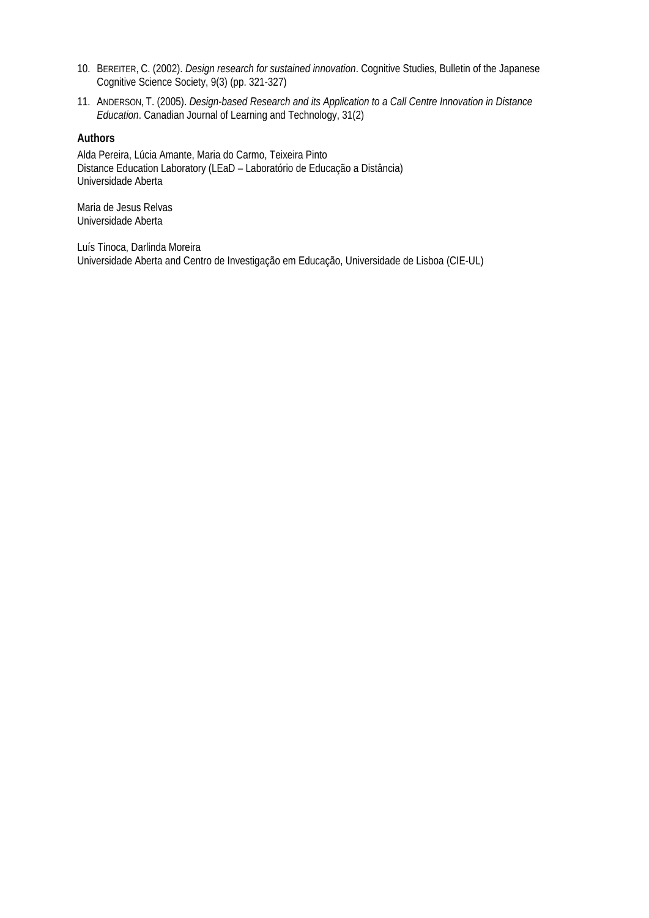10. Bereiter, C. (2002). *Design research for sustained innovation*. Cognitive Studies, Bulletin of the Japanese Cognitive Science Society, 9(3) (pp. 321-327)
11. Anderson, T. (2005). *Design-based Research and its Application to a Call Centre Innovation in Distance Education*. Canadian Journal of Learning and Technology, 31(2)

**Authors**

Alda Pereira, Lúcia Amante, Maria do Carmo, Teixeira Pinto
Distance Education Laboratory (LEaD – Laboratório de Educação a Distância)
Universidade Aberta

Maria de Jesus Relvas
Universidade Aberta

Luís Tinoca, Darlinda Moreira
Universidade Aberta and Centro de Investigação em Educação, Universidade de Lisboa (CIE-UL)